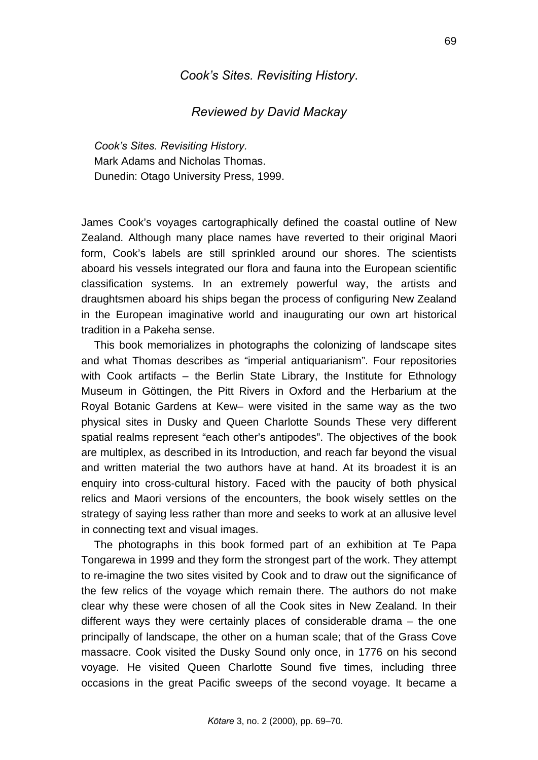# *Cook's Sites. Revisiting History*.

## *Reviewed by David Mackay*

*Cook's Sites. Revisiting History.*
Mark Adams and Nicholas Thomas.
Dunedin: Otago University Press, 1999.

James Cook's voyages cartographically defined the coastal outline of New Zealand. Although many place names have reverted to their original Maori form, Cook's labels are still sprinkled around our shores. The scientists aboard his vessels integrated our flora and fauna into the European scientific classification systems. In an extremely powerful way, the artists and draughtsmen aboard his ships began the process of configuring New Zealand in the European imaginative world and inaugurating our own art historical tradition in a Pakeha sense.

This book memorializes in photographs the colonizing of landscape sites and what Thomas describes as "imperial antiquarianism". Four repositories with Cook artifacts – the Berlin State Library, the Institute for Ethnology Museum in Göttingen, the Pitt Rivers in Oxford and the Herbarium at the Royal Botanic Gardens at Kew– were visited in the same way as the two physical sites in Dusky and Queen Charlotte Sounds These very different spatial realms represent "each other's antipodes". The objectives of the book are multiplex, as described in its Introduction, and reach far beyond the visual and written material the two authors have at hand. At its broadest it is an enquiry into cross-cultural history. Faced with the paucity of both physical relics and Maori versions of the encounters, the book wisely settles on the strategy of saying less rather than more and seeks to work at an allusive level in connecting text and visual images.

The photographs in this book formed part of an exhibition at Te Papa Tongarewa in 1999 and they form the strongest part of the work. They attempt to re-imagine the two sites visited by Cook and to draw out the significance of the few relics of the voyage which remain there. The authors do not make clear why these were chosen of all the Cook sites in New Zealand. In their different ways they were certainly places of considerable drama – the one principally of landscape, the other on a human scale; that of the Grass Cove massacre. Cook visited the Dusky Sound only once, in 1776 on his second voyage. He visited Queen Charlotte Sound five times, including three occasions in the great Pacific sweeps of the second voyage. It became a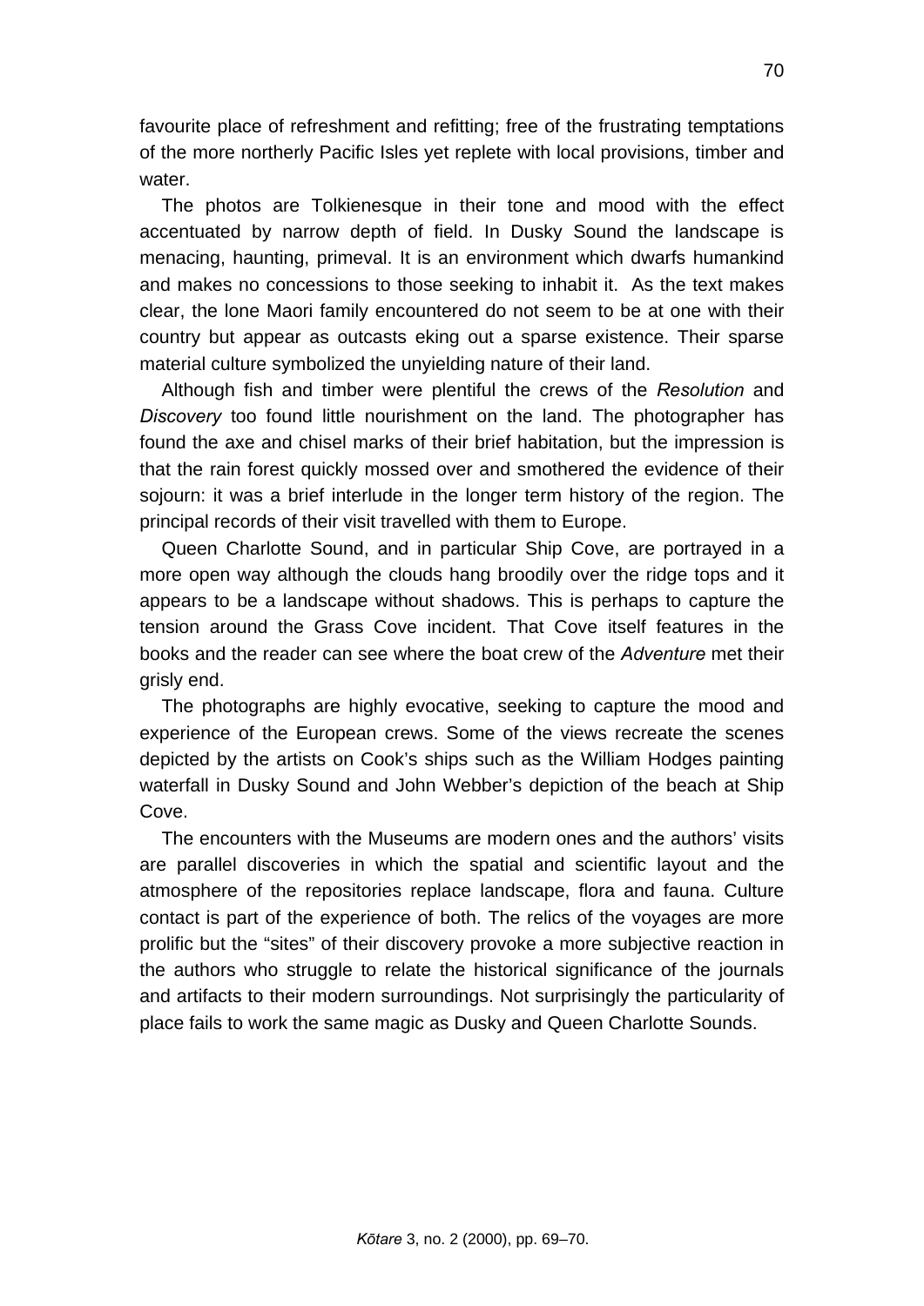favourite place of refreshment and refitting; free of the frustrating temptations of the more northerly Pacific Isles yet replete with local provisions, timber and water.

The photos are Tolkienesque in their tone and mood with the effect accentuated by narrow depth of field. In Dusky Sound the landscape is menacing, haunting, primeval. It is an environment which dwarfs humankind and makes no concessions to those seeking to inhabit it. As the text makes clear, the lone Maori family encountered do not seem to be at one with their country but appear as outcasts eking out a sparse existence. Their sparse material culture symbolized the unyielding nature of their land.

Although fish and timber were plentiful the crews of the *Resolution* and *Discovery* too found little nourishment on the land. The photographer has found the axe and chisel marks of their brief habitation, but the impression is that the rain forest quickly mossed over and smothered the evidence of their sojourn: it was a brief interlude in the longer term history of the region. The principal records of their visit travelled with them to Europe.

Queen Charlotte Sound, and in particular Ship Cove, are portrayed in a more open way although the clouds hang broodily over the ridge tops and it appears to be a landscape without shadows. This is perhaps to capture the tension around the Grass Cove incident. That Cove itself features in the books and the reader can see where the boat crew of the *Adventure* met their grisly end.

The photographs are highly evocative, seeking to capture the mood and experience of the European crews. Some of the views recreate the scenes depicted by the artists on Cook's ships such as the William Hodges painting waterfall in Dusky Sound and John Webber's depiction of the beach at Ship Cove.

The encounters with the Museums are modern ones and the authors' visits are parallel discoveries in which the spatial and scientific layout and the atmosphere of the repositories replace landscape, flora and fauna. Culture contact is part of the experience of both. The relics of the voyages are more prolific but the "sites" of their discovery provoke a more subjective reaction in the authors who struggle to relate the historical significance of the journals and artifacts to their modern surroundings. Not surprisingly the particularity of place fails to work the same magic as Dusky and Queen Charlotte Sounds.